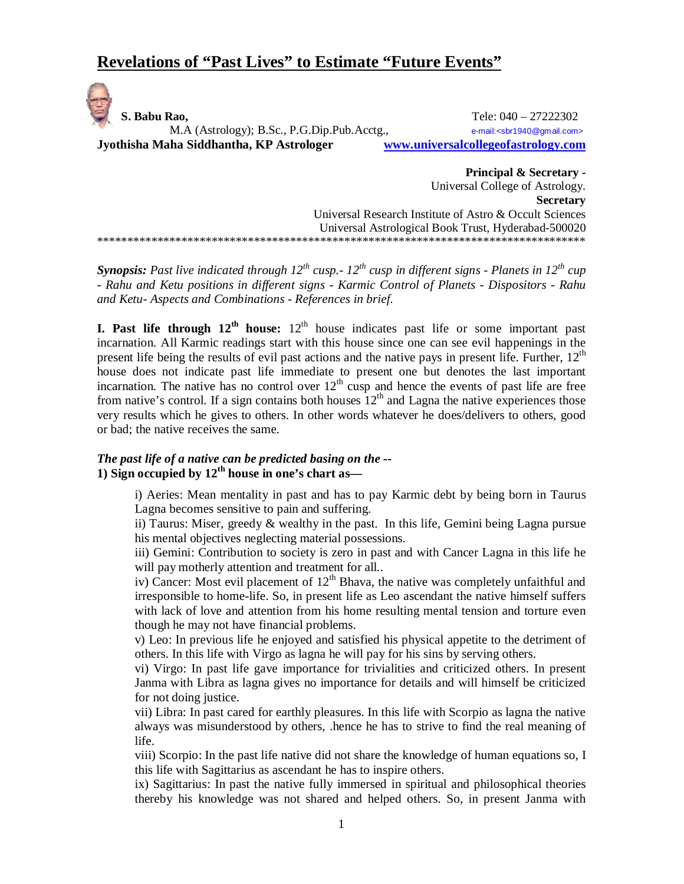# Revelations of "Past Lives" to Estimate "Future Events"

**S. Babu Rao,** Tele: 040 – 27222302
M.A (Astrology); B.Sc., P.G.Dip.Pub.Acctg., e-mail:<sbr1940@gmail.com>
**Jyothisha Maha Siddhantha, KP Astrologer** www.universalcollegeofastrology.com

**Principal & Secretary -**
Universal College of Astrology.
**Secretary**
Universal Research Institute of Astro & Occult Sciences
Universal Astrological Book Trust, Hyderabad-500020

***********************************************************************************

***Synopsis:*** *Past live indicated through 12th cusp.- 12th cusp in different signs - Planets in 12th cup - Rahu and Ketu positions in different signs - Karmic Control of Planets - Dispositors - Rahu and Ketu- Aspects and Combinations - References in brief.*

**I. Past life through 12th house:** 12th house indicates past life or some important past incarnation. All Karmic readings start with this house since one can see evil happenings in the present life being the results of evil past actions and the native pays in present life. Further, 12th house does not indicate past life immediate to present one but denotes the last important incarnation. The native has no control over 12th cusp and hence the events of past life are free from native's control. If a sign contains both houses 12th and Lagna the native experiences those very results which he gives to others. In other words whatever he does/delivers to others, good or bad; the native receives the same.

***The past life of a native can be predicted basing on the --***
**1) Sign occupied by 12th house in one's chart as—**

i) Aeries: Mean mentality in past and has to pay Karmic debt by being born in Taurus Lagna becomes sensitive to pain and suffering.

ii) Taurus: Miser, greedy & wealthy in the past. In this life, Gemini being Lagna pursue his mental objectives neglecting material possessions.

iii) Gemini: Contribution to society is zero in past and with Cancer Lagna in this life he will pay motherly attention and treatment for all..

iv) Cancer: Most evil placement of 12th Bhava, the native was completely unfaithful and irresponsible to home-life. So, in present life as Leo ascendant the native himself suffers with lack of love and attention from his home resulting mental tension and torture even though he may not have financial problems.

v) Leo: In previous life he enjoyed and satisfied his physical appetite to the detriment of others. In this life with Virgo as lagna he will pay for his sins by serving others.

vi) Virgo: In past life gave importance for trivialities and criticized others. In present Janma with Libra as lagna gives no importance for details and will himself be criticized for not doing justice.

vii) Libra: In past cared for earthly pleasures. In this life with Scorpio as lagna the native always was misunderstood by others, .hence he has to strive to find the real meaning of life.

viii) Scorpio: In the past life native did not share the knowledge of human equations so, I this life with Sagittarius as ascendant he has to inspire others.

ix) Sagittarius: In past the native fully immersed in spiritual and philosophical theories thereby his knowledge was not shared and helped others. So, in present Janma with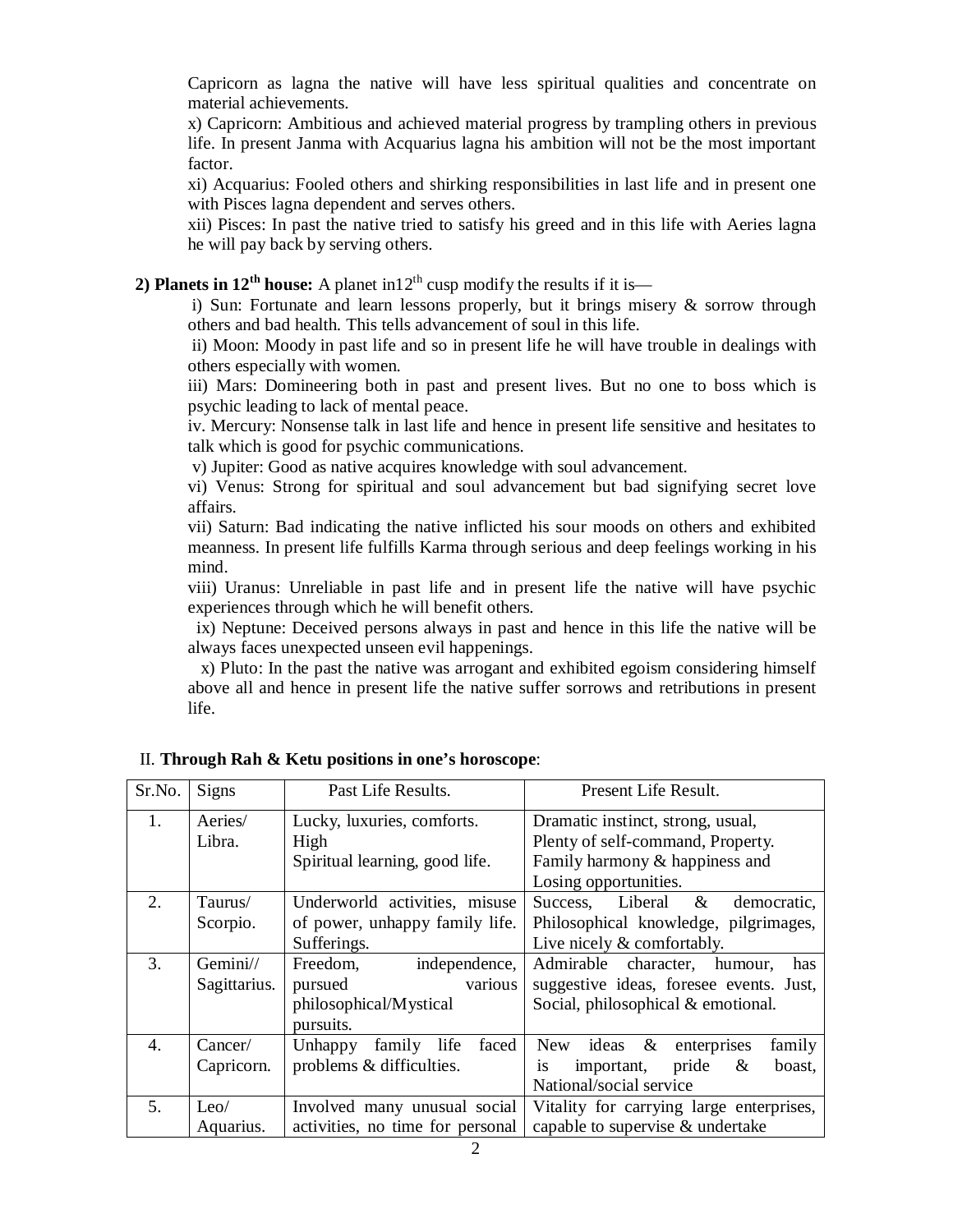Capricorn as lagna the native will have less spiritual qualities and concentrate on material achievements.

x) Capricorn: Ambitious and achieved material progress by trampling others in previous life. In present Janma with Acquarius lagna his ambition will not be the most important factor.

xi) Acquarius: Fooled others and shirking responsibilities in last life and in present one with Pisces lagna dependent and serves others.

xii) Pisces: In past the native tried to satisfy his greed and in this life with Aeries lagna he will pay back by serving others.

**2) Planets in 12th house:** A planet in12th cusp modify the results if it is—

i) Sun: Fortunate and learn lessons properly, but it brings misery & sorrow through others and bad health. This tells advancement of soul in this life.

ii) Moon: Moody in past life and so in present life he will have trouble in dealings with others especially with women.

iii) Mars: Domineering both in past and present lives. But no one to boss which is psychic leading to lack of mental peace.

iv. Mercury: Nonsense talk in last life and hence in present life sensitive and hesitates to talk which is good for psychic communications.

v) Jupiter: Good as native acquires knowledge with soul advancement.

vi) Venus: Strong for spiritual and soul advancement but bad signifying secret love affairs.

vii) Saturn: Bad indicating the native inflicted his sour moods on others and exhibited meanness. In present life fulfills Karma through serious and deep feelings working in his mind.

viii) Uranus: Unreliable in past life and in present life the native will have psychic experiences through which he will benefit others.

ix) Neptune: Deceived persons always in past and hence in this life the native will be always faces unexpected unseen evil happenings.

x) Pluto: In the past the native was arrogant and exhibited egoism considering himself above all and hence in present life the native suffer sorrows and retributions in present life.

II. **Through Rah & Ketu positions in one's horoscope**:

| Sr.No. | Signs | Past Life Results. | Present Life Result. |
|---|---|---|---|
| 1. | Aeries/ Libra. | Lucky, luxuries, comforts. High Spiritual learning, good life. | Dramatic instinct, strong, usual, Plenty of self-command, Property. Family harmony & happiness and Losing opportunities. |
| 2. | Taurus/ Scorpio. | Underworld activities, misuse of power, unhappy family life. Sufferings. | Success, Liberal & democratic, Philosophical knowledge, pilgrimages, Live nicely & comfortably. |
| 3. | Gemini// Sagittarius. | Freedom, independence, pursued various philosophical/Mystical pursuits. | Admirable character, humour, has suggestive ideas, foresee events. Just, Social, philosophical & emotional. |
| 4. | Cancer/ Capricorn. | Unhappy family life faced problems & difficulties. | New ideas & enterprises family is important, pride & boast, National/social service |
| 5. | Leo/ Aquarius. | Involved many unusual social activities, no time for personal | Vitality for carrying large enterprises, capable to supervise & undertake |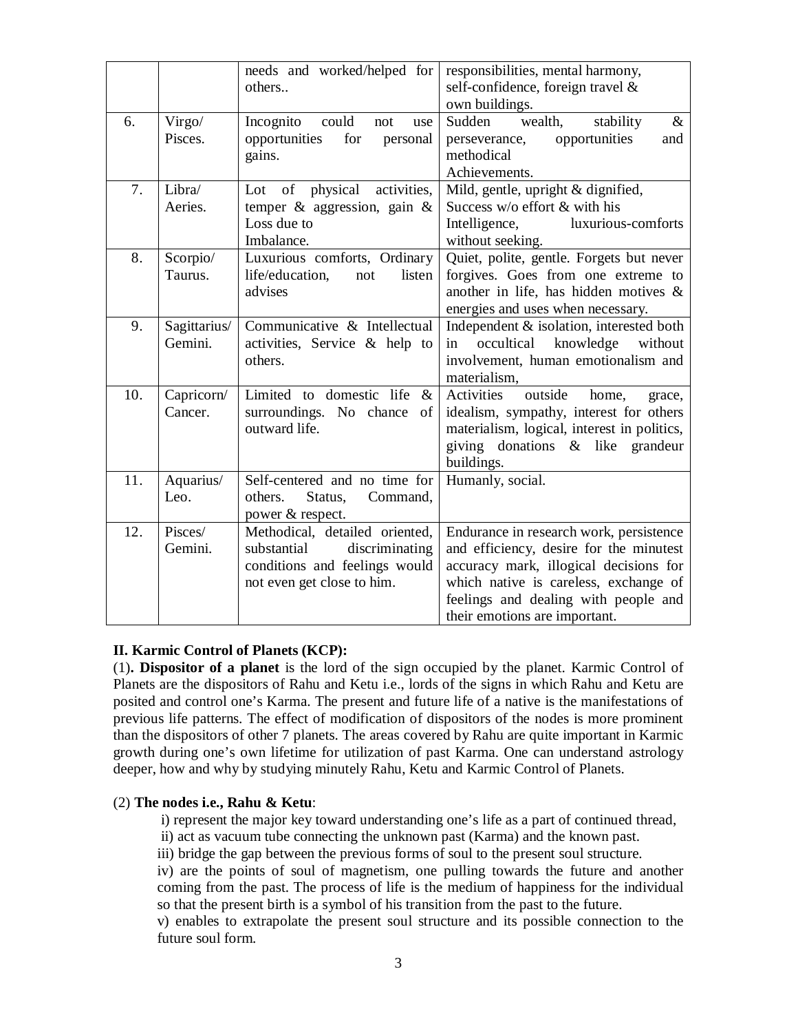| | | | |
|---|---|---|---|
| | | needs and worked/helped for others.. | responsibilities, mental harmony, self-confidence, foreign travel & own buildings. |
| 6. | Virgo/ Pisces. | Incognito could not use opportunities for personal gains. | Sudden wealth, stability & perseverance, opportunities and methodical Achievements. |
| 7. | Libra/ Aeries. | Lot of physical activities, temper & aggression, gain & Loss due to Imbalance. | Mild, gentle, upright & dignified, Success w/o effort & with his Intelligence, luxurious-comforts without seeking. |
| 8. | Scorpio/ Taurus. | Luxurious comforts, Ordinary life/education, not listen advises | Quiet, polite, gentle. Forgets but never forgives. Goes from one extreme to another in life, has hidden motives & energies and uses when necessary. |
| 9. | Sagittarius/ Gemini. | Communicative & Intellectual activities, Service & help to others. | Independent & isolation, interested both in occultical knowledge without involvement, human emotionalism and materialism, |
| 10. | Capricorn/ Cancer. | Limited to domestic life & surroundings. No chance of outward life. | Activities outside home, grace, idealism, sympathy, interest for others materialism, logical, interest in politics, giving donations & like grandeur buildings. |
| 11. | Aquarius/ Leo. | Self-centered and no time for others. Status, Command, power & respect. | Humanly, social. |
| 12. | Pisces/ Gemini. | Methodical, detailed oriented, substantial discriminating conditions and feelings would not even get close to him. | Endurance in research work, persistence and efficiency, desire for the minutest accuracy mark, illogical decisions for which native is careless, exchange of feelings and dealing with people and their emotions are important. |

**II. Karmic Control of Planets (KCP):**

(1)**. Dispositor of a planet** is the lord of the sign occupied by the planet. Karmic Control of Planets are the dispositors of Rahu and Ketu i.e., lords of the signs in which Rahu and Ketu are posited and control one's Karma. The present and future life of a native is the manifestations of previous life patterns. The effect of modification of dispositors of the nodes is more prominent than the dispositors of other 7 planets. The areas covered by Rahu are quite important in Karmic growth during one's own lifetime for utilization of past Karma. One can understand astrology deeper, how and why by studying minutely Rahu, Ketu and Karmic Control of Planets.

(2) **The nodes i.e., Rahu & Ketu**:

i) represent the major key toward understanding one's life as a part of continued thread,

ii) act as vacuum tube connecting the unknown past (Karma) and the known past.

iii) bridge the gap between the previous forms of soul to the present soul structure.

iv) are the points of soul of magnetism, one pulling towards the future and another coming from the past. The process of life is the medium of happiness for the individual so that the present birth is a symbol of his transition from the past to the future.

v) enables to extrapolate the present soul structure and its possible connection to the future soul form.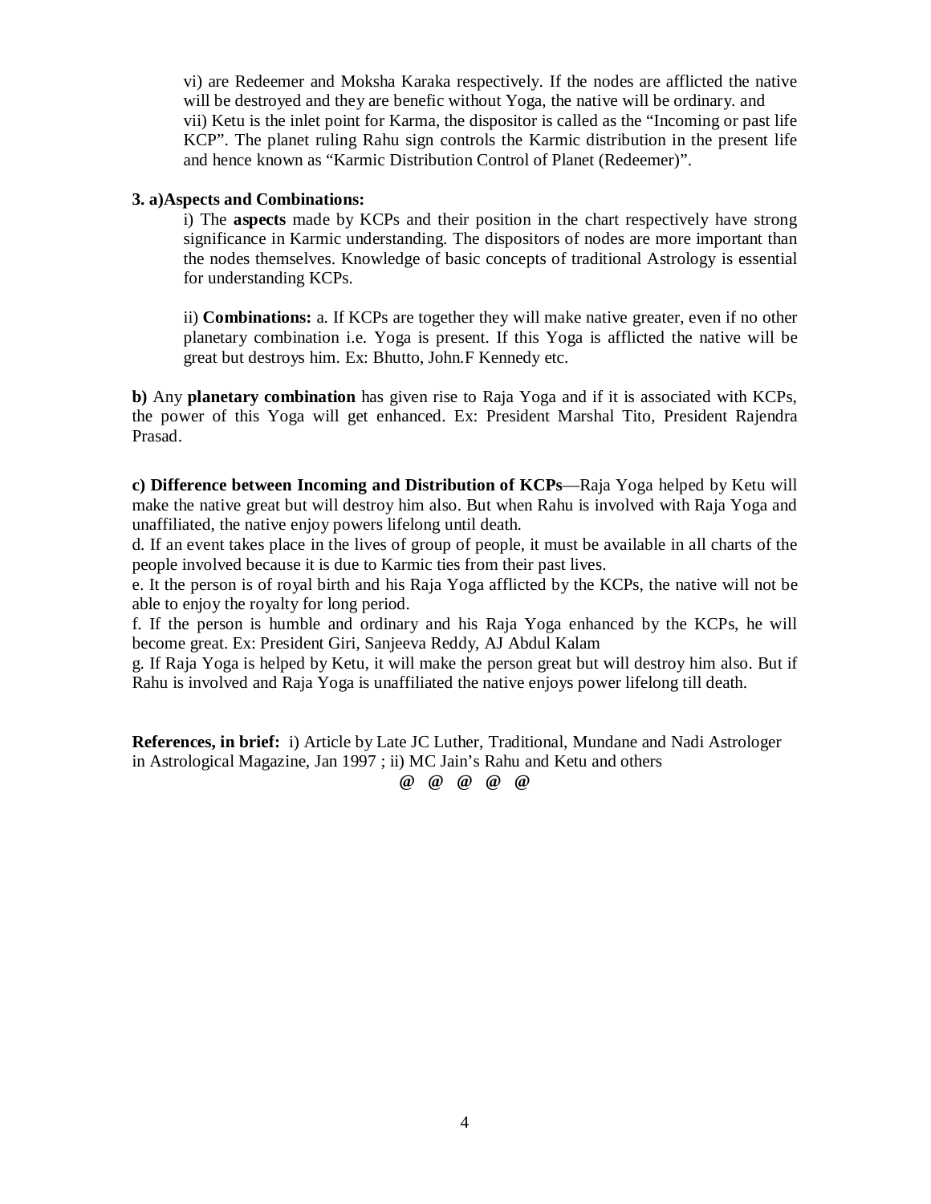vi) are Redeemer and Moksha Karaka respectively. If the nodes are afflicted the native will be destroyed and they are benefic without Yoga, the native will be ordinary. and

vii) Ketu is the inlet point for Karma, the dispositor is called as the “Incoming or past life KCP”. The planet ruling Rahu sign controls the Karmic distribution in the present life and hence known as “Karmic Distribution Control of Planet (Redeemer)”.

**3. a)Aspects and Combinations:**

i) The **aspects** made by KCPs and their position in the chart respectively have strong significance in Karmic understanding. The dispositors of nodes are more important than the nodes themselves. Knowledge of basic concepts of traditional Astrology is essential for understanding KCPs.

ii) **Combinations:** a. If KCPs are together they will make native greater, even if no other planetary combination i.e. Yoga is present. If this Yoga is afflicted the native will be great but destroys him. Ex: Bhutto, John.F Kennedy etc.

**b)** Any **planetary combination** has given rise to Raja Yoga and if it is associated with KCPs, the power of this Yoga will get enhanced. Ex: President Marshal Tito, President Rajendra Prasad.

**c) Difference between Incoming and Distribution of KCPs**—Raja Yoga helped by Ketu will make the native great but will destroy him also. But when Rahu is involved with Raja Yoga and unaffiliated, the native enjoy powers lifelong until death.

d. If an event takes place in the lives of group of people, it must be available in all charts of the people involved because it is due to Karmic ties from their past lives.

e. It the person is of royal birth and his Raja Yoga afflicted by the KCPs, the native will not be able to enjoy the royalty for long period.

f. If the person is humble and ordinary and his Raja Yoga enhanced by the KCPs, he will become great. Ex: President Giri, Sanjeeva Reddy, AJ Abdul Kalam

g. If Raja Yoga is helped by Ketu, it will make the person great but will destroy him also. But if Rahu is involved and Raja Yoga is unaffiliated the native enjoys power lifelong till death.

**References, in brief:** i) Article by Late JC Luther, Traditional, Mundane and Nadi Astrologer in Astrological Magazine, Jan 1997 ; ii) MC Jain’s Rahu and Ketu and others

**@ @ @ @ @**